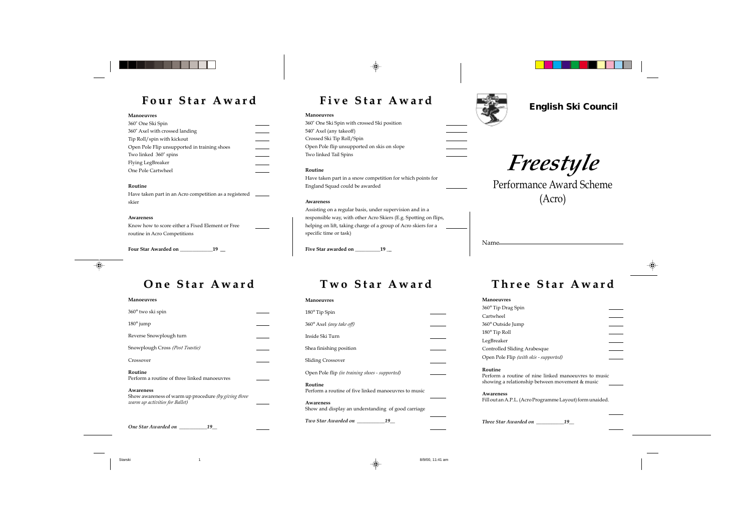# English Ski Council

# *Freestyle*

## Performance Award Scheme (Acro)

Name\_\_\_\_\_\_\_\_\_\_\_\_\_\_\_\_\_\_\_\_\_\_\_\_\_\_\_\_\_\_\_\_\_\_\_\_\_\_\_\_

## One Star Award

**Manoeuvres**

360° two ski spin

180° jump

Reverse Snowplough turn

Snowplough Cross *(Post Toastie)*

Crossover

**Routine**

Perform a routine of three linked manoeuvres

**Awareness**

Show awareness of warm up procedure *(by giving three warm up activities for Ballet)*

*One Star Awarded on \_\_\_\_\_\_\_\_\_\_\_19\_\_*

## Two Star Award

**Manoeuvres**

180° Tip Spin

360° Axel *(any take off)*

Inside Ski Turn

Shea finishing position

Sliding Crossover

Open Pole flip *(in training shoes - supported)*

**Routine**

Perform a routine of five linked manoeuvres to music

**Awareness**

Show and display an understanding of good carriage

*Two Star Awarded on \_\_\_\_\_\_\_\_\_\_\_19\_\_*

## Three Star Award

**Manoeuvres**

360° Tip Drag Spin

Cartwheel

360° Outside Jump

180° Tip Roll

LegBreaker

Controlled Sliding Arabesque

Open Pole Flip *(with skis - supported)*

**Routine**

Perform a routine of nine linked manoeuvres to music showing a relationship between movement & music

**Awareness**

Fill out an A.P.L. (Acro Programme Layout) form unaided.

*Three Star Awarded on \_\_\_\_\_\_\_\_\_\_\_19\_\_*

## Four Star Award

**Manoeuvres**

360° One Ski Spin

360° Axel with crossed landing

Tip Roll/spin with kickout

Open Pole Flip unsupported in training shoes

Two linked 360° spins

Flying LegBreaker

One Pole Cartwheel

**Routine**

Have taken part in an Acro competition as a registered skier

**Awareness**

Know how to score either a Fixed Element or Free routine in Acro Competitions

**Four Star Awarded on \_\_\_\_\_\_\_\_\_\_\_\_\_19 \_\_**

## Five Star Award

**Manoeuvres**

360° One Ski Spin with crossed Ski position

540° Axel (any takeoff)

Crossed Ski Tip Roll/Spin

Open Pole flip unsupported on skis on slope

Two linked Tail Spins

**Routine**

Have taken part in a snow competition for which points for England Squad could be awarded

**Awareness**

Assisting on a regular basis, under supervision and in a responsible way, with other Acro Skiers (E.g. Spotting on flips, helping on lift, taking charge of a group of Acro skiers for a specific time or task)

**Five Star awarded on \_\_\_\_\_\_\_\_\_\_19 \_\_**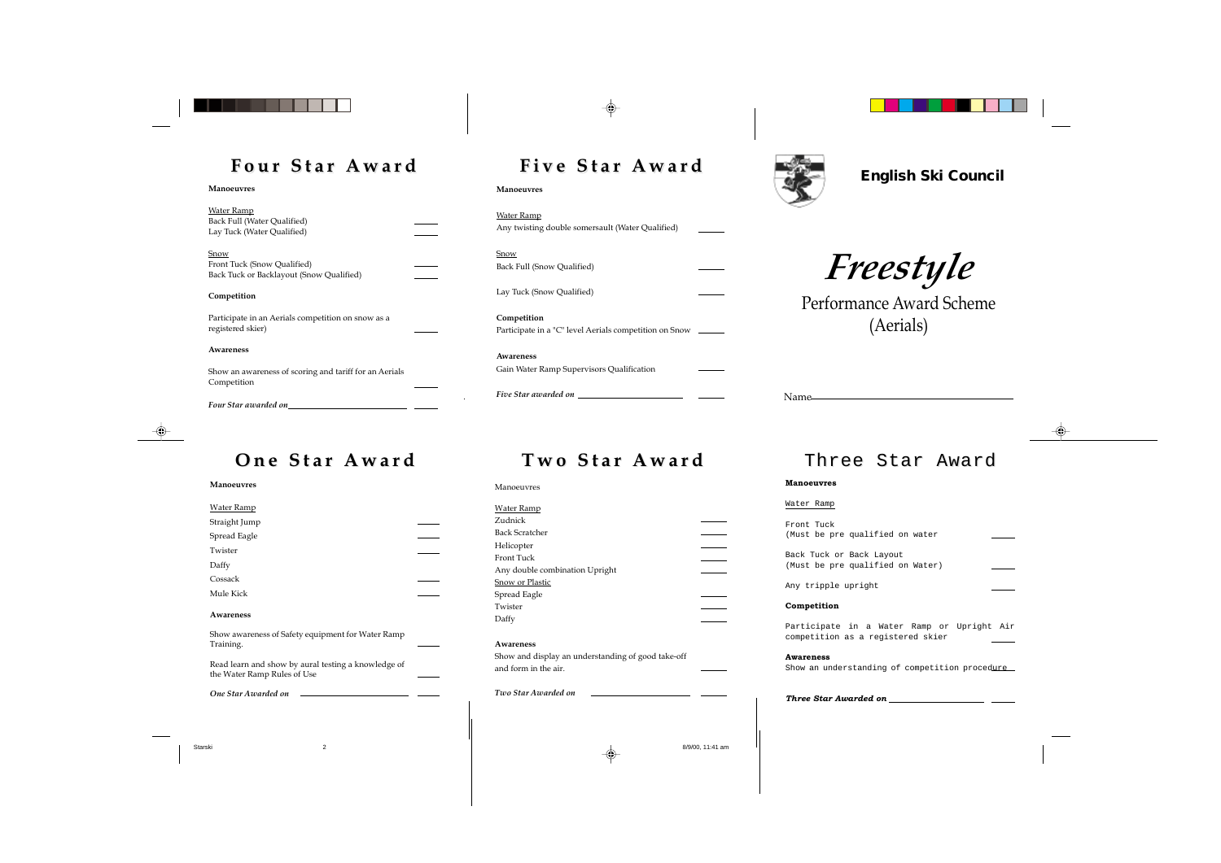## Four Star Award

**Manoeuvres**

Water Ramp
Back Full (Water Qualified) ____
Lay Tuck (Water Qualified) ____

Snow
Front Tuck (Snow Qualified) ____
Back Tuck or Backlayout (Snow Qualified) ____

**Competition**

Participate in an Aerials competition on snow as a registered skier) ____

**Awareness**

Show an awareness of scoring and tariff for an Aerials Competition ____

***Four Star awarded on*** ____________ ____

## Five Star Award

**Manoeuvres**

Water Ramp
Any twisting double somersault (Water Qualified) ____

Snow
Back Full (Snow Qualified) ____

Lay Tuck (Snow Qualified) ____

**Competition**
Participate in a "C" level Aerials competition on Snow ____

**Awareness**
Gain Water Ramp Supervisors Qualification ____

***Five Star awarded on*** ____________ ____

**English Ski Council**

# *Freestyle*

Performance Award Scheme
(Aerials)

Name ____________

## One Star Award

**Manoeuvres**

Water Ramp
Straight Jump ____
Spread Eagle ____
Twister ____
Daffy ____
Cossack ____
Mule Kick ____

**Awareness**

Show awareness of Safety equipment for Water Ramp Training. ____

Read learn and show by aural testing a knowledge of the Water Ramp Rules of Use ____

***One Star Awarded on*** ____________ ____

## Two Star Award

Manoeuvres

Water Ramp
Zudnick ____
Back Scratcher ____
Helicopter ____
Front Tuck ____
Any double combination Upright ____
Snow or Plastic
Spread Eagle ____
Twister ____
Daffy ____

**Awareness**
Show and display an understanding of good take-off and form in the air. ____

***Two Star Awarded on*** ____________ ____

## Three Star Award

**Manoeuvres**

Water Ramp

Front Tuck
(Must be pre qualified on water ____

Back Tuck or Back Layout
(Must be pre qualified on Water) ____

Any tripple upright ____

**Competition**

Participate in a Water Ramp or Upright Air competition as a registered skier ____

**Awareness**
Show an understanding of competition procedure ____

***Three Star Awarded on*** ____________ ____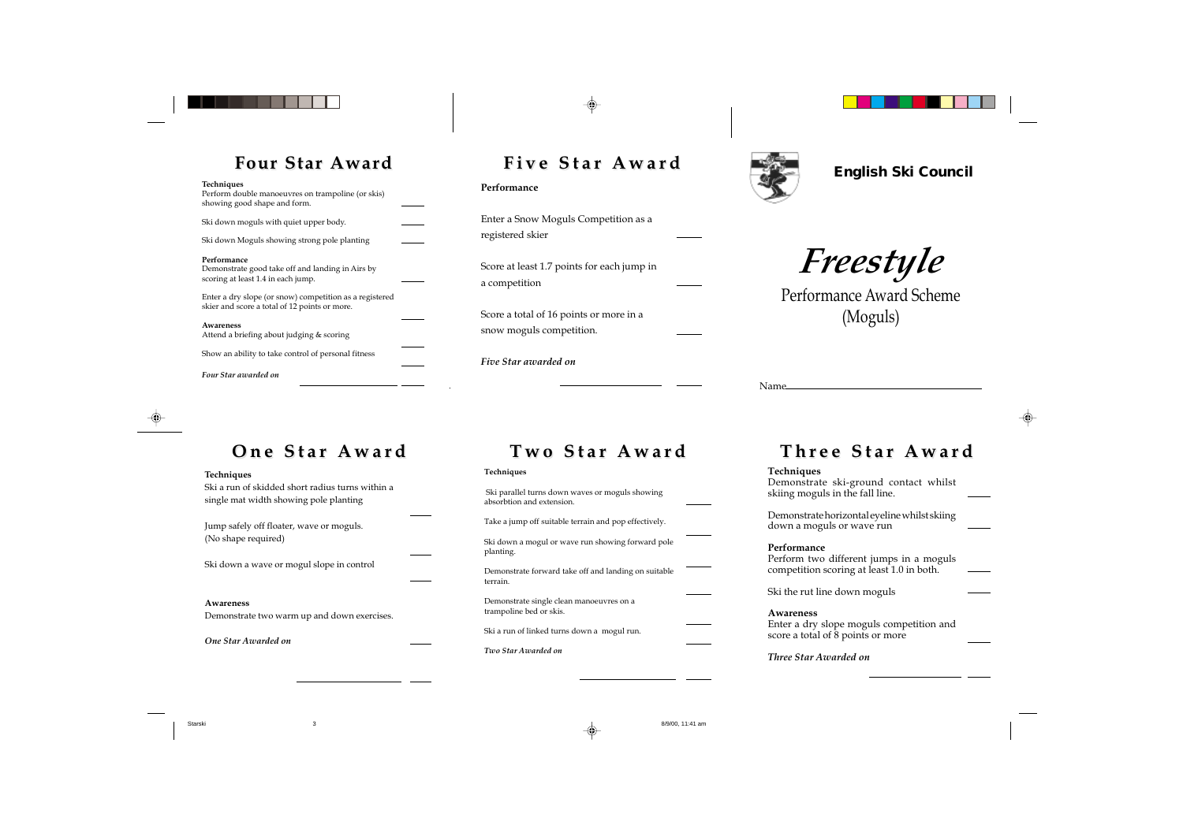## Four Star Award

**Techniques**

Perform double manoeuvres on trampoline (or skis) showing good shape and form.

Ski down moguls with quiet upper body.

Ski down Moguls showing strong pole planting

**Performance**

Demonstrate good take off and landing in Airs by scoring at least 1.4 in each jump.

Enter a dry slope (or snow) competition as a registered skier and score a total of 12 points or more.

**Awareness**

Attend a briefing about judging & scoring

Show an ability to take control of personal fitness

*Four Star awarded on*

## Five Star Award

**Performance**

Enter a Snow Moguls Competition as a registered skier

Score at least 1.7 points for each jump in a competition

Score a total of 16 points or more in a snow moguls competition.

*Five Star awarded on*

## English Ski Council

# *Freestyle*

Performance Award Scheme (Moguls)

Name

## One Star Award

**Techniques**

Ski a run of skidded short radius turns within a single mat width showing pole planting

Jump safely off floater, wave or moguls. (No shape required)

Ski down a wave or mogul slope in control

**Awareness**

Demonstrate two warm up and down exercises.

*One Star Awarded on*

## Two Star Award

**Techniques**

Ski parallel turns down waves or moguls showing absorbtion and extension.

Take a jump off suitable terrain and pop effectively.

Ski down a mogul or wave run showing forward pole planting.

Demonstrate forward take off and landing on suitable terrain.

Demonstrate single clean manoeuvres on a trampoline bed or skis.

Ski a run of linked turns down a mogul run.

*Two Star Awarded on*

## Three Star Award

**Techniques**

Demonstrate ski-ground contact whilst skiing moguls in the fall line.

Demonstrate horizontal eyeline whilst skiing down a moguls or wave run

**Performance**

Perform two different jumps in a moguls competition scoring at least 1.0 in both.

Ski the rut line down moguls

**Awareness**

Enter a dry slope moguls competition and score a total of 8 points or more

*Three Star Awarded on*